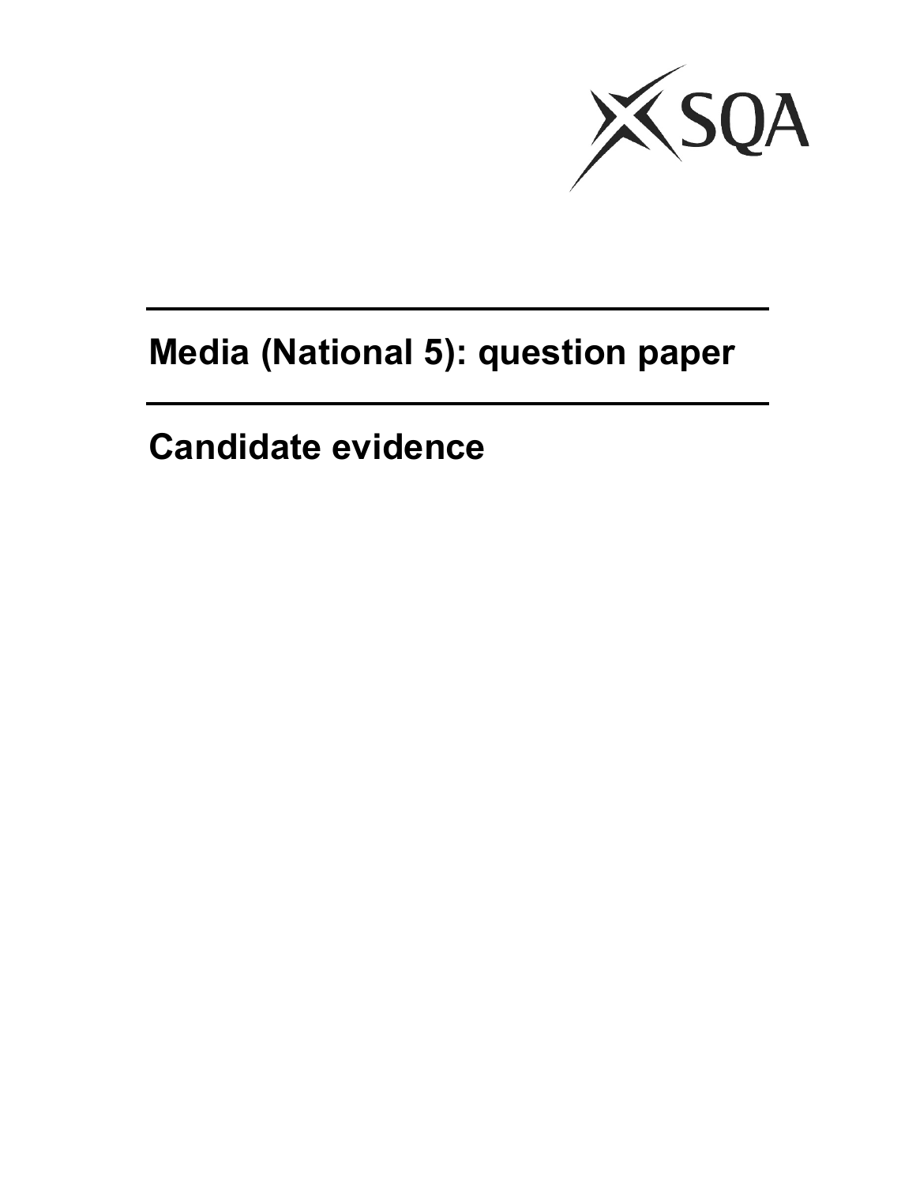# Media (National 5): question paper

## Candidate evidence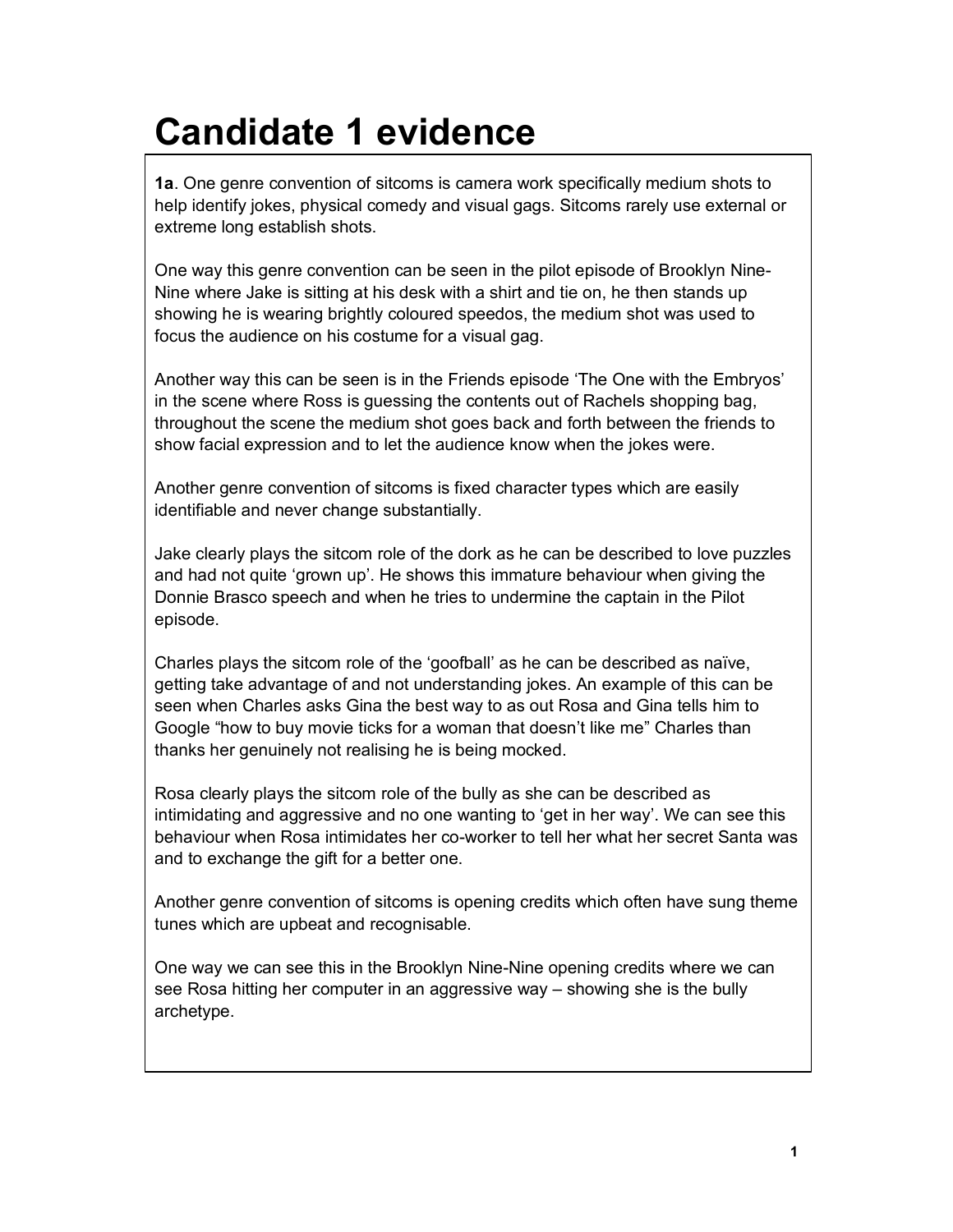# Candidate 1 evidence

**1a**. One genre convention of sitcoms is camera work specifically medium shots to help identify jokes, physical comedy and visual gags. Sitcoms rarely use external or extreme long establish shots.

One way this genre convention can be seen in the pilot episode of Brooklyn Nine-Nine where Jake is sitting at his desk with a shirt and tie on, he then stands up showing he is wearing brightly coloured speedos, the medium shot was used to focus the audience on his costume for a visual gag.

Another way this can be seen is in the Friends episode 'The One with the Embryos' in the scene where Ross is guessing the contents out of Rachels shopping bag, throughout the scene the medium shot goes back and forth between the friends to show facial expression and to let the audience know when the jokes were.

Another genre convention of sitcoms is fixed character types which are easily identifiable and never change substantially.

Jake clearly plays the sitcom role of the dork as he can be described to love puzzles and had not quite 'grown up'. He shows this immature behaviour when giving the Donnie Brasco speech and when he tries to undermine the captain in the Pilot episode.

Charles plays the sitcom role of the 'goofball' as he can be described as naïve, getting take advantage of and not understanding jokes. An example of this can be seen when Charles asks Gina the best way to as out Rosa and Gina tells him to Google "how to buy movie ticks for a woman that doesn't like me" Charles than thanks her genuinely not realising he is being mocked.

Rosa clearly plays the sitcom role of the bully as she can be described as intimidating and aggressive and no one wanting to 'get in her way'. We can see this behaviour when Rosa intimidates her co-worker to tell her what her secret Santa was and to exchange the gift for a better one.

Another genre convention of sitcoms is opening credits which often have sung theme tunes which are upbeat and recognisable.

One way we can see this in the Brooklyn Nine-Nine opening credits where we can see Rosa hitting her computer in an aggressive way – showing she is the bully archetype.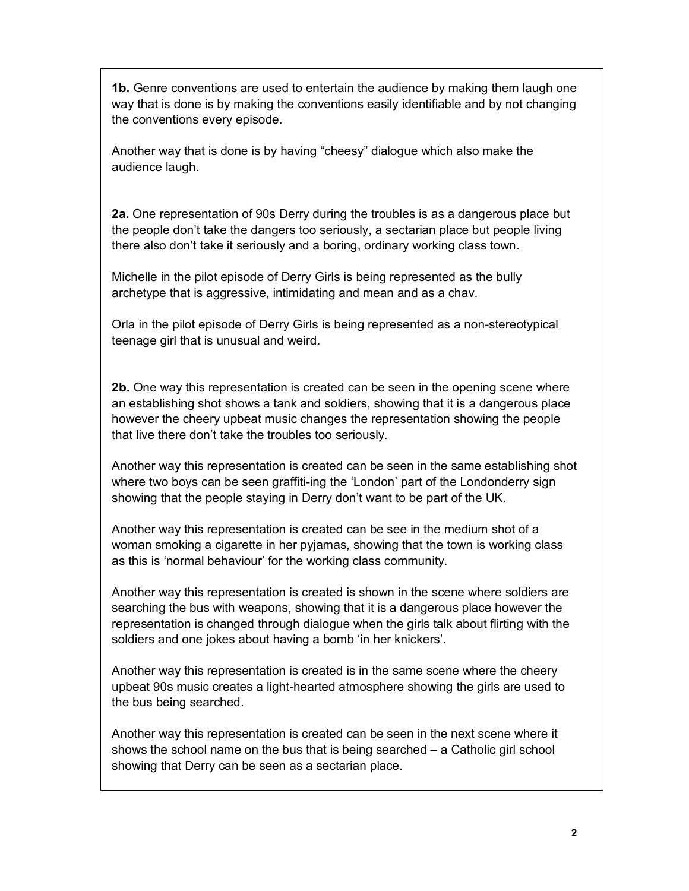**1b.** Genre conventions are used to entertain the audience by making them laugh one way that is done is by making the conventions easily identifiable and by not changing the conventions every episode.

Another way that is done is by having "cheesy" dialogue which also make the audience laugh.

**2a.** One representation of 90s Derry during the troubles is as a dangerous place but the people don't take the dangers too seriously, a sectarian place but people living there also don't take it seriously and a boring, ordinary working class town.

Michelle in the pilot episode of Derry Girls is being represented as the bully archetype that is aggressive, intimidating and mean and as a chav.

Orla in the pilot episode of Derry Girls is being represented as a non-stereotypical teenage girl that is unusual and weird.

**2b.** One way this representation is created can be seen in the opening scene where an establishing shot shows a tank and soldiers, showing that it is a dangerous place however the cheery upbeat music changes the representation showing the people that live there don't take the troubles too seriously.

Another way this representation is created can be seen in the same establishing shot where two boys can be seen graffiti-ing the 'London' part of the Londonderry sign showing that the people staying in Derry don't want to be part of the UK.

Another way this representation is created can be see in the medium shot of a woman smoking a cigarette in her pyjamas, showing that the town is working class as this is 'normal behaviour' for the working class community.

Another way this representation is created is shown in the scene where soldiers are searching the bus with weapons, showing that it is a dangerous place however the representation is changed through dialogue when the girls talk about flirting with the soldiers and one jokes about having a bomb 'in her knickers'.

Another way this representation is created is in the same scene where the cheery upbeat 90s music creates a light-hearted atmosphere showing the girls are used to the bus being searched.

Another way this representation is created can be seen in the next scene where it shows the school name on the bus that is being searched – a Catholic girl school showing that Derry can be seen as a sectarian place.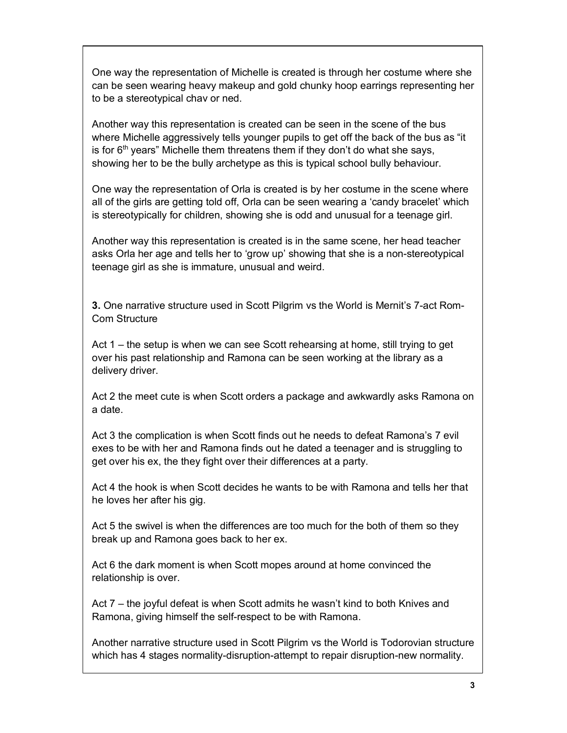One way the representation of Michelle is created is through her costume where she can be seen wearing heavy makeup and gold chunky hoop earrings representing her to be a stereotypical chav or ned.

Another way this representation is created can be seen in the scene of the bus where Michelle aggressively tells younger pupils to get off the back of the bus as "it is for 6th years" Michelle them threatens them if they don't do what she says, showing her to be the bully archetype as this is typical school bully behaviour.

One way the representation of Orla is created is by her costume in the scene where all of the girls are getting told off, Orla can be seen wearing a 'candy bracelet' which is stereotypically for children, showing she is odd and unusual for a teenage girl.

Another way this representation is created is in the same scene, her head teacher asks Orla her age and tells her to 'grow up' showing that she is a non-stereotypical teenage girl as she is immature, unusual and weird.

**3.** One narrative structure used in Scott Pilgrim vs the World is Mernit's 7-act Rom-Com Structure

Act 1 – the setup is when we can see Scott rehearsing at home, still trying to get over his past relationship and Ramona can be seen working at the library as a delivery driver.

Act 2 the meet cute is when Scott orders a package and awkwardly asks Ramona on a date.

Act 3 the complication is when Scott finds out he needs to defeat Ramona's 7 evil exes to be with her and Ramona finds out he dated a teenager and is struggling to get over his ex, the they fight over their differences at a party.

Act 4 the hook is when Scott decides he wants to be with Ramona and tells her that he loves her after his gig.

Act 5 the swivel is when the differences are too much for the both of them so they break up and Ramona goes back to her ex.

Act 6 the dark moment is when Scott mopes around at home convinced the relationship is over.

Act 7 – the joyful defeat is when Scott admits he wasn't kind to both Knives and Ramona, giving himself the self-respect to be with Ramona.

Another narrative structure used in Scott Pilgrim vs the World is Todorovian structure which has 4 stages normality-disruption-attempt to repair disruption-new normality.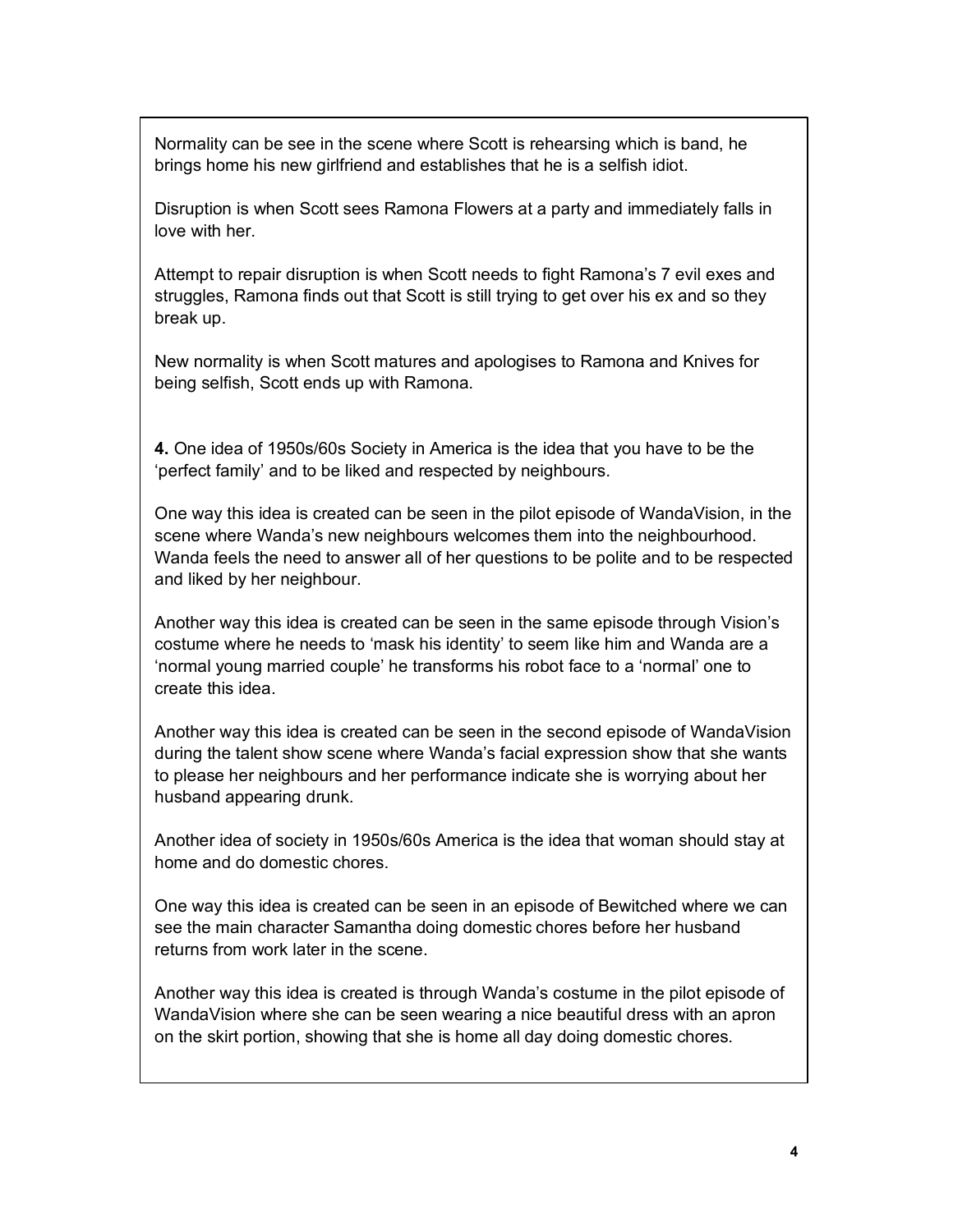Normality can be see in the scene where Scott is rehearsing which is band, he brings home his new girlfriend and establishes that he is a selfish idiot.

Disruption is when Scott sees Ramona Flowers at a party and immediately falls in love with her.

Attempt to repair disruption is when Scott needs to fight Ramona's 7 evil exes and struggles, Ramona finds out that Scott is still trying to get over his ex and so they break up.

New normality is when Scott matures and apologises to Ramona and Knives for being selfish, Scott ends up with Ramona.

**4.** One idea of 1950s/60s Society in America is the idea that you have to be the 'perfect family' and to be liked and respected by neighbours.

One way this idea is created can be seen in the pilot episode of WandaVision, in the scene where Wanda's new neighbours welcomes them into the neighbourhood. Wanda feels the need to answer all of her questions to be polite and to be respected and liked by her neighbour.

Another way this idea is created can be seen in the same episode through Vision's costume where he needs to 'mask his identity' to seem like him and Wanda are a 'normal young married couple' he transforms his robot face to a 'normal' one to create this idea.

Another way this idea is created can be seen in the second episode of WandaVision during the talent show scene where Wanda's facial expression show that she wants to please her neighbours and her performance indicate she is worrying about her husband appearing drunk.

Another idea of society in 1950s/60s America is the idea that woman should stay at home and do domestic chores.

One way this idea is created can be seen in an episode of Bewitched where we can see the main character Samantha doing domestic chores before her husband returns from work later in the scene.

Another way this idea is created is through Wanda's costume in the pilot episode of WandaVision where she can be seen wearing a nice beautiful dress with an apron on the skirt portion, showing that she is home all day doing domestic chores.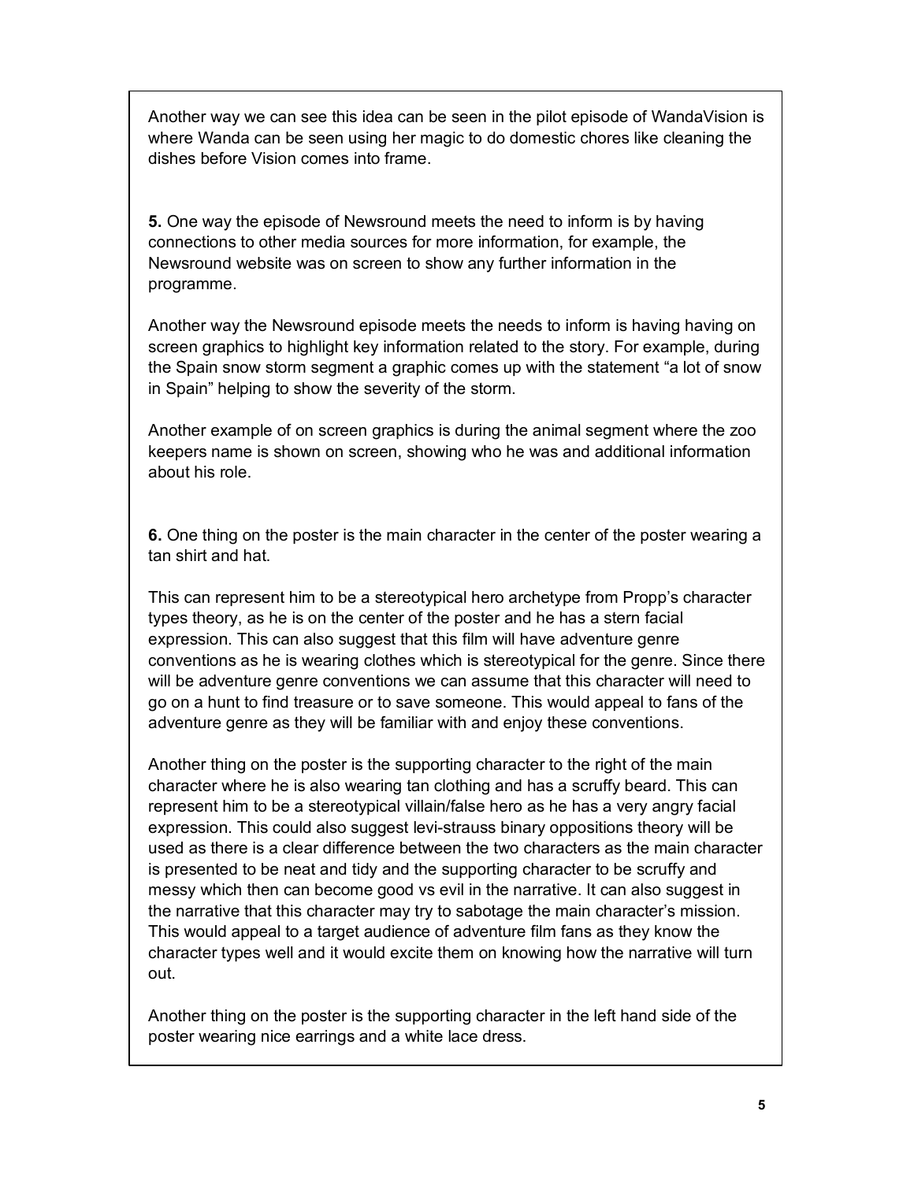Another way we can see this idea can be seen in the pilot episode of WandaVision is where Wanda can be seen using her magic to do domestic chores like cleaning the dishes before Vision comes into frame.

**5.** One way the episode of Newsround meets the need to inform is by having connections to other media sources for more information, for example, the Newsround website was on screen to show any further information in the programme.

Another way the Newsround episode meets the needs to inform is having having on screen graphics to highlight key information related to the story. For example, during the Spain snow storm segment a graphic comes up with the statement "a lot of snow in Spain" helping to show the severity of the storm.

Another example of on screen graphics is during the animal segment where the zoo keepers name is shown on screen, showing who he was and additional information about his role.

**6.** One thing on the poster is the main character in the center of the poster wearing a tan shirt and hat.

This can represent him to be a stereotypical hero archetype from Propp's character types theory, as he is on the center of the poster and he has a stern facial expression. This can also suggest that this film will have adventure genre conventions as he is wearing clothes which is stereotypical for the genre. Since there will be adventure genre conventions we can assume that this character will need to go on a hunt to find treasure or to save someone. This would appeal to fans of the adventure genre as they will be familiar with and enjoy these conventions.

Another thing on the poster is the supporting character to the right of the main character where he is also wearing tan clothing and has a scruffy beard. This can represent him to be a stereotypical villain/false hero as he has a very angry facial expression. This could also suggest levi-strauss binary oppositions theory will be used as there is a clear difference between the two characters as the main character is presented to be neat and tidy and the supporting character to be scruffy and messy which then can become good vs evil in the narrative. It can also suggest in the narrative that this character may try to sabotage the main character's mission. This would appeal to a target audience of adventure film fans as they know the character types well and it would excite them on knowing how the narrative will turn out.

Another thing on the poster is the supporting character in the left hand side of the poster wearing nice earrings and a white lace dress.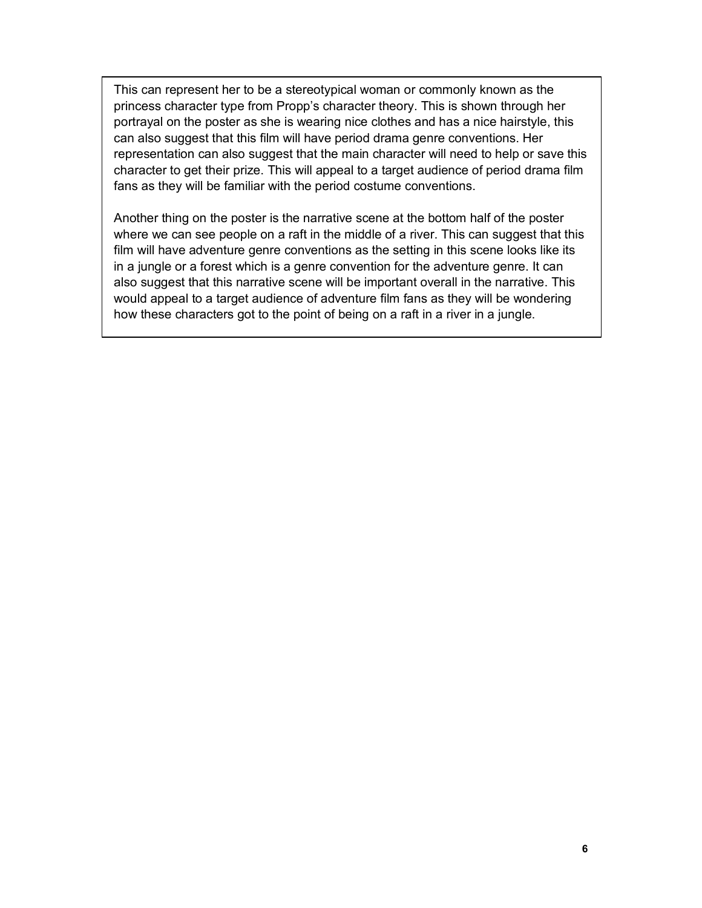This can represent her to be a stereotypical woman or commonly known as the princess character type from Propp's character theory. This is shown through her portrayal on the poster as she is wearing nice clothes and has a nice hairstyle, this can also suggest that this film will have period drama genre conventions. Her representation can also suggest that the main character will need to help or save this character to get their prize. This will appeal to a target audience of period drama film fans as they will be familiar with the period costume conventions.

Another thing on the poster is the narrative scene at the bottom half of the poster where we can see people on a raft in the middle of a river. This can suggest that this film will have adventure genre conventions as the setting in this scene looks like its in a jungle or a forest which is a genre convention for the adventure genre. It can also suggest that this narrative scene will be important overall in the narrative. This would appeal to a target audience of adventure film fans as they will be wondering how these characters got to the point of being on a raft in a river in a jungle.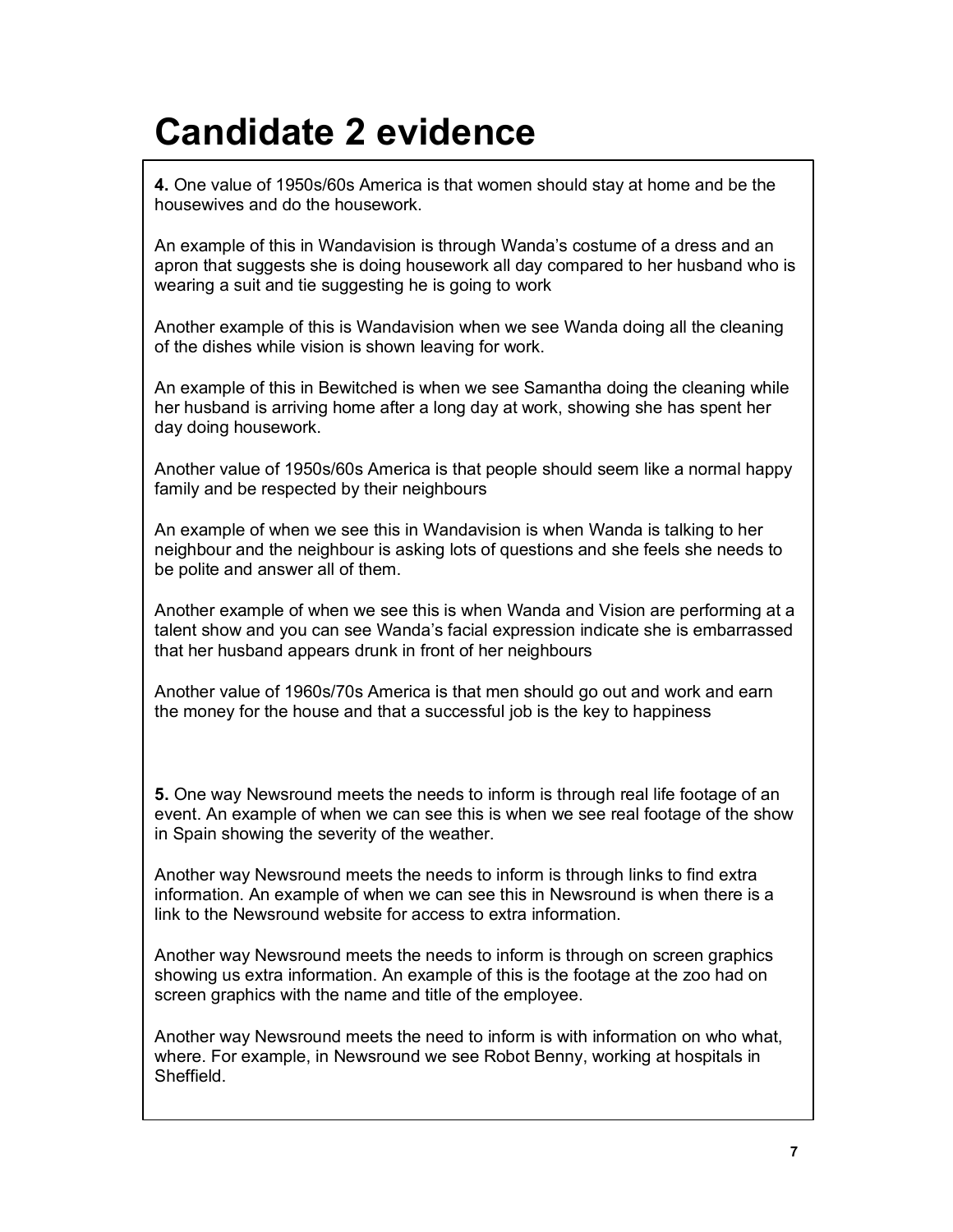# Candidate 2 evidence

**4.** One value of 1950s/60s America is that women should stay at home and be the housewives and do the housework.

An example of this in Wandavision is through Wanda's costume of a dress and an apron that suggests she is doing housework all day compared to her husband who is wearing a suit and tie suggesting he is going to work

Another example of this is Wandavision when we see Wanda doing all the cleaning of the dishes while vision is shown leaving for work.

An example of this in Bewitched is when we see Samantha doing the cleaning while her husband is arriving home after a long day at work, showing she has spent her day doing housework.

Another value of 1950s/60s America is that people should seem like a normal happy family and be respected by their neighbours

An example of when we see this in Wandavision is when Wanda is talking to her neighbour and the neighbour is asking lots of questions and she feels she needs to be polite and answer all of them.

Another example of when we see this is when Wanda and Vision are performing at a talent show and you can see Wanda's facial expression indicate she is embarrassed that her husband appears drunk in front of her neighbours

Another value of 1960s/70s America is that men should go out and work and earn the money for the house and that a successful job is the key to happiness

**5.** One way Newsround meets the needs to inform is through real life footage of an event. An example of when we can see this is when we see real footage of the show in Spain showing the severity of the weather.

Another way Newsround meets the needs to inform is through links to find extra information. An example of when we can see this in Newsround is when there is a link to the Newsround website for access to extra information.

Another way Newsround meets the needs to inform is through on screen graphics showing us extra information. An example of this is the footage at the zoo had on screen graphics with the name and title of the employee.

Another way Newsround meets the need to inform is with information on who what, where. For example, in Newsround we see Robot Benny, working at hospitals in Sheffield.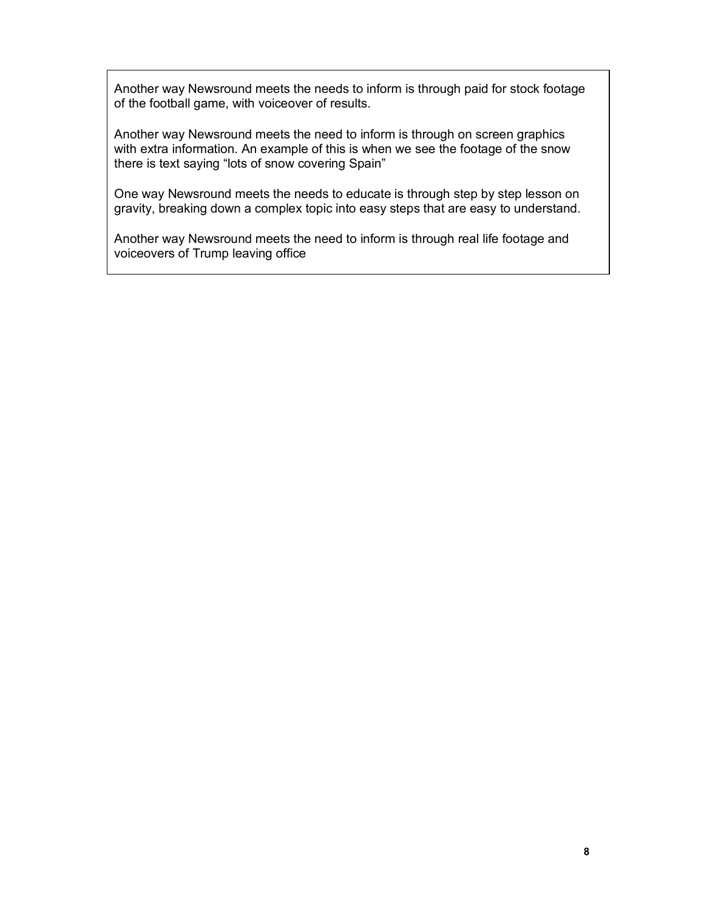Another way Newsround meets the needs to inform is through paid for stock footage of the football game, with voiceover of results.

Another way Newsround meets the need to inform is through on screen graphics with extra information. An example of this is when we see the footage of the snow there is text saying “lots of snow covering Spain”

One way Newsround meets the needs to educate is through step by step lesson on gravity, breaking down a complex topic into easy steps that are easy to understand.

Another way Newsround meets the need to inform is through real life footage and voiceovers of Trump leaving office